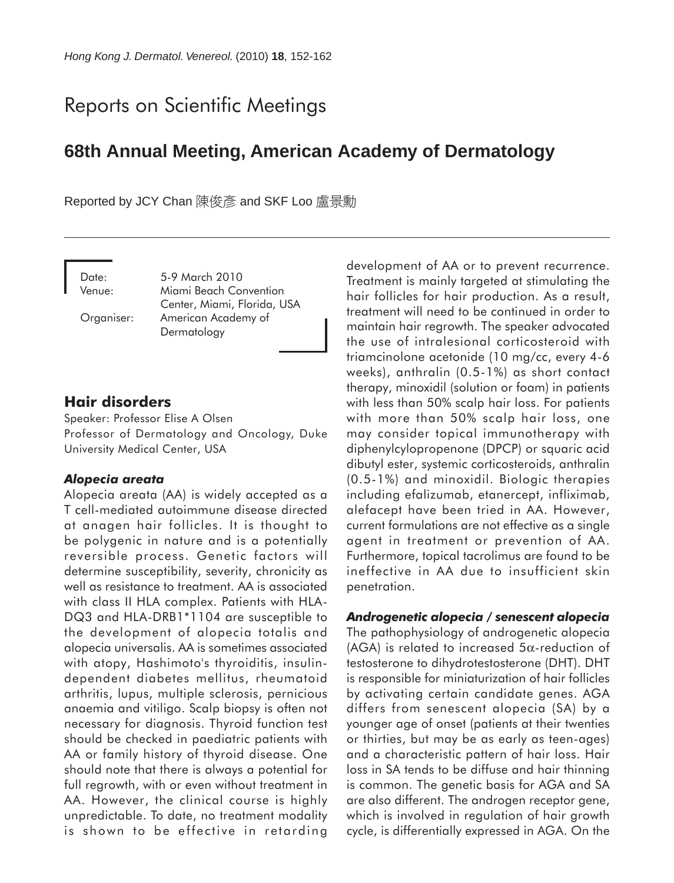# Reports on Scientific Meetings

## 68th Annual Meeting, American Academy of Dermatology

Reported by JCY Chan 陳俊彥 and SKF Loo 盧景勳

Date: 5-9 March 2010
Venue: Miami Beach Convention Center, Miami, Florida, USA
Organiser: American Academy of Dermatology

## Hair disorders

Speaker: Professor Elise A Olsen
Professor of Dermatology and Oncology, Duke University Medical Center, USA

### *Alopecia areata*

Alopecia areata (AA) is widely accepted as a T cell-mediated autoimmune disease directed at anagen hair follicles. It is thought to be polygenic in nature and is a potentially reversible process. Genetic factors will determine susceptibility, severity, chronicity as well as resistance to treatment. AA is associated with class II HLA complex. Patients with HLA-DQ3 and HLA-DRB1*1104 are susceptible to the development of alopecia totalis and alopecia universalis. AA is sometimes associated with atopy, Hashimoto's thyroiditis, insulin-dependent diabetes mellitus, rheumatoid arthritis, lupus, multiple sclerosis, pernicious anaemia and vitiligo. Scalp biopsy is often not necessary for diagnosis. Thyroid function test should be checked in paediatric patients with AA or family history of thyroid disease. One should note that there is always a potential for full regrowth, with or even without treatment in AA. However, the clinical course is highly unpredictable. To date, no treatment modality is shown to be effective in retarding development of AA or to prevent recurrence. Treatment is mainly targeted at stimulating the hair follicles for hair production. As a result, treatment will need to be continued in order to maintain hair regrowth. The speaker advocated the use of intralesional corticosteroid with triamcinolone acetonide (10 mg/cc, every 4-6 weeks), anthralin (0.5-1%) as short contact therapy, minoxidil (solution or foam) in patients with less than 50% scalp hair loss. For patients with more than 50% scalp hair loss, one may consider topical immunotherapy with diphenylcylopropenone (DPCP) or squaric acid dibutyl ester, systemic corticosteroids, anthralin (0.5-1%) and minoxidil. Biologic therapies including efalizumab, etanercept, infliximab, alefacept have been tried in AA. However, current formulations are not effective as a single agent in treatment or prevention of AA. Furthermore, topical tacrolimus are found to be ineffective in AA due to insufficient skin penetration.

### *Androgenetic alopecia / senescent alopecia*

The pathophysiology of androgenetic alopecia (AGA) is related to increased 5$\alpha$-reduction of testosterone to dihydrotestosterone (DHT). DHT is responsible for miniaturization of hair follicles by activating certain candidate genes. AGA differs from senescent alopecia (SA) by a younger age of onset (patients at their twenties or thirties, but may be as early as teen-ages) and a characteristic pattern of hair loss. Hair loss in SA tends to be diffuse and hair thinning is common. The genetic basis for AGA and SA are also different. The androgen receptor gene, which is involved in regulation of hair growth cycle, is differentially expressed in AGA. On the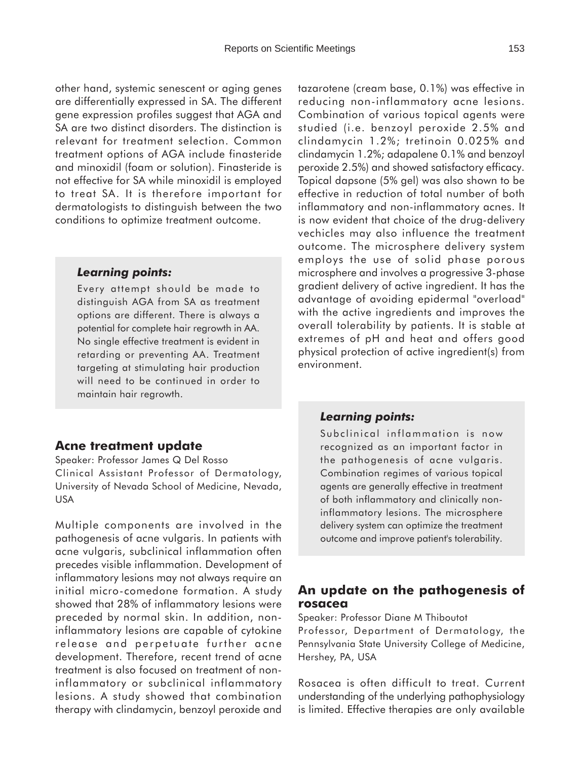other hand, systemic senescent or aging genes are differentially expressed in SA. The different gene expression profiles suggest that AGA and SA are two distinct disorders. The distinction is relevant for treatment selection. Common treatment options of AGA include finasteride and minoxidil (foam or solution). Finasteride is not effective for SA while minoxidil is employed to treat SA. It is therefore important for dermatologists to distinguish between the two conditions to optimize treatment outcome.

> ***Learning points:***
>
> Every attempt should be made to distinguish AGA from SA as treatment options are different. There is always a potential for complete hair regrowth in AA. No single effective treatment is evident in retarding or preventing AA. Treatment targeting at stimulating hair production will need to be continued in order to maintain hair regrowth.

## Acne treatment update

Speaker: Professor James Q Del Rosso
Clinical Assistant Professor of Dermatology, University of Nevada School of Medicine, Nevada, USA

Multiple components are involved in the pathogenesis of acne vulgaris. In patients with acne vulgaris, subclinical inflammation often precedes visible inflammation. Development of inflammatory lesions may not always require an initial micro-comedone formation. A study showed that 28% of inflammatory lesions were preceded by normal skin. In addition, non-inflammatory lesions are capable of cytokine release and perpetuate further acne development. Therefore, recent trend of acne treatment is also focused on treatment of non-inflammatory or subclinical inflammatory lesions. A study showed that combination therapy with clindamycin, benzoyl peroxide and tazarotene (cream base, 0.1%) was effective in reducing non-inflammatory acne lesions. Combination of various topical agents were studied (i.e. benzoyl peroxide 2.5% and clindamycin 1.2%; tretinoin 0.025% and clindamycin 1.2%; adapalene 0.1% and benzoyl peroxide 2.5%) and showed satisfactory efficacy. Topical dapsone (5% gel) was also shown to be effective in reduction of total number of both inflammatory and non-inflammatory acnes. It is now evident that choice of the drug-delivery vechicles may also influence the treatment outcome. The microsphere delivery system employs the use of solid phase porous microsphere and involves a progressive 3-phase gradient delivery of active ingredient. It has the advantage of avoiding epidermal "overload" with the active ingredients and improves the overall tolerability by patients. It is stable at extremes of pH and heat and offers good physical protection of active ingredient(s) from environment.

> ***Learning points:***
>
> Subclinical inflammation is now recognized as an important factor in the pathogenesis of acne vulgaris. Combination regimes of various topical agents are generally effective in treatment of both inflammatory and clinically non-inflammatory lesions. The microsphere delivery system can optimize the treatment outcome and improve patient's tolerability.

## An update on the pathogenesis of rosacea

Speaker: Professor Diane M Thiboutot
Professor, Department of Dermatology, the Pennsylvania State University College of Medicine, Hershey, PA, USA

Rosacea is often difficult to treat. Current understanding of the underlying pathophysiology is limited. Effective therapies are only available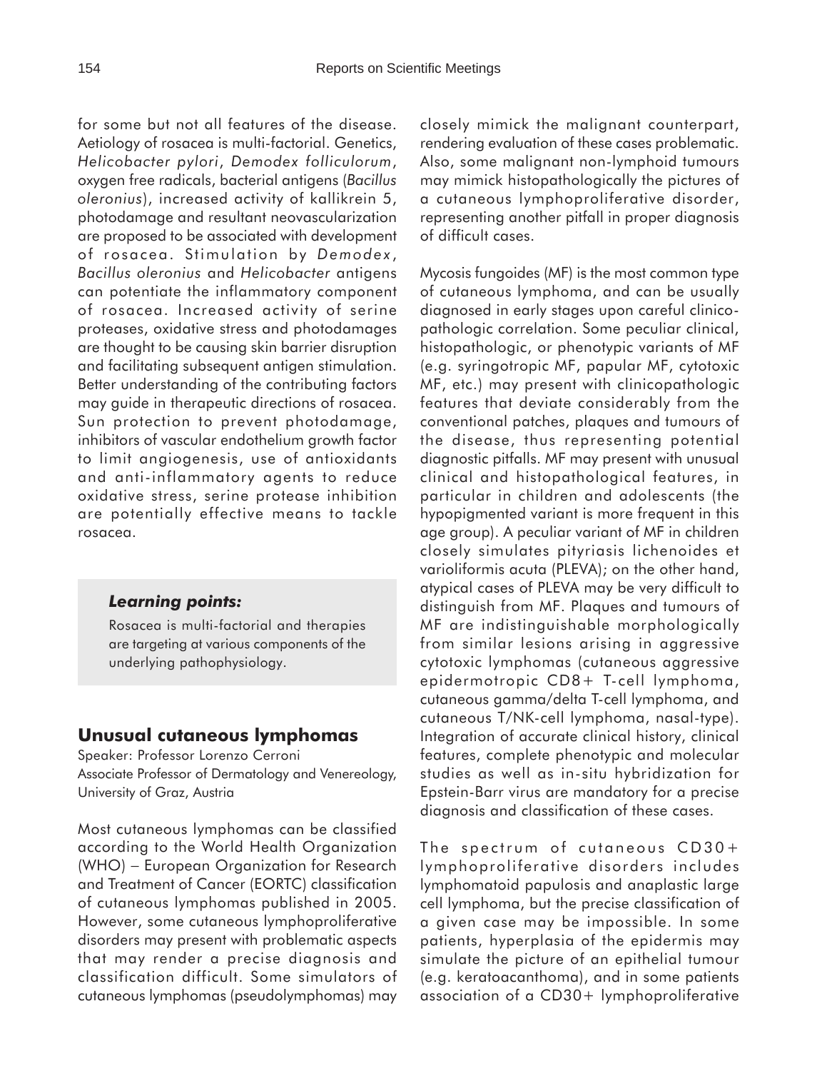for some but not all features of the disease. Aetiology of rosacea is multi-factorial. Genetics, *Helicobacter pylori*, *Demodex folliculorum*, oxygen free radicals, bacterial antigens (*Bacillus oleronius*), increased activity of kallikrein 5, photodamage and resultant neovascularization are proposed to be associated with development of rosacea. Stimulation by *Demodex*, *Bacillus oleronius* and *Helicobacter* antigens can potentiate the inflammatory component of rosacea. Increased activity of serine proteases, oxidative stress and photodamages are thought to be causing skin barrier disruption and facilitating subsequent antigen stimulation. Better understanding of the contributing factors may guide in therapeutic directions of rosacea. Sun protection to prevent photodamage, inhibitors of vascular endothelium growth factor to limit angiogenesis, use of antioxidants and anti-inflammatory agents to reduce oxidative stress, serine protease inhibition are potentially effective means to tackle rosacea.

> ***Learning points:***
>
> Rosacea is multi-factorial and therapies are targeting at various components of the underlying pathophysiology.

## Unusual cutaneous lymphomas

Speaker: Professor Lorenzo Cerroni
Associate Professor of Dermatology and Venereology, University of Graz, Austria

Most cutaneous lymphomas can be classified according to the World Health Organization (WHO) – European Organization for Research and Treatment of Cancer (EORTC) classification of cutaneous lymphomas published in 2005. However, some cutaneous lymphoproliferative disorders may present with problematic aspects that may render a precise diagnosis and classification difficult. Some simulators of cutaneous lymphomas (pseudolymphomas) may closely mimick the malignant counterpart, rendering evaluation of these cases problematic. Also, some malignant non-lymphoid tumours may mimick histopathologically the pictures of a cutaneous lymphoproliferative disorder, representing another pitfall in proper diagnosis of difficult cases.

Mycosis fungoides (MF) is the most common type of cutaneous lymphoma, and can be usually diagnosed in early stages upon careful clinicopathologic correlation. Some peculiar clinical, histopathologic, or phenotypic variants of MF (e.g. syringotropic MF, papular MF, cytotoxic MF, etc.) may present with clinicopathologic features that deviate considerably from the conventional patches, plaques and tumours of the disease, thus representing potential diagnostic pitfalls. MF may present with unusual clinical and histopathological features, in particular in children and adolescents (the hypopigmented variant is more frequent in this age group). A peculiar variant of MF in children closely simulates pityriasis lichenoides et varioliformis acuta (PLEVA); on the other hand, atypical cases of PLEVA may be very difficult to distinguish from MF. Plaques and tumours of MF are indistinguishable morphologically from similar lesions arising in aggressive cytotoxic lymphomas (cutaneous aggressive epidermotropic CD8+ T-cell lymphoma, cutaneous gamma/delta T-cell lymphoma, and cutaneous T/NK-cell lymphoma, nasal-type). Integration of accurate clinical history, clinical features, complete phenotypic and molecular studies as well as in-situ hybridization for Epstein-Barr virus are mandatory for a precise diagnosis and classification of these cases.

The spectrum of cutaneous CD30+ lymphoproliferative disorders includes lymphomatoid papulosis and anaplastic large cell lymphoma, but the precise classification of a given case may be impossible. In some patients, hyperplasia of the epidermis may simulate the picture of an epithelial tumour (e.g. keratoacanthoma), and in some patients association of a CD30+ lymphoproliferative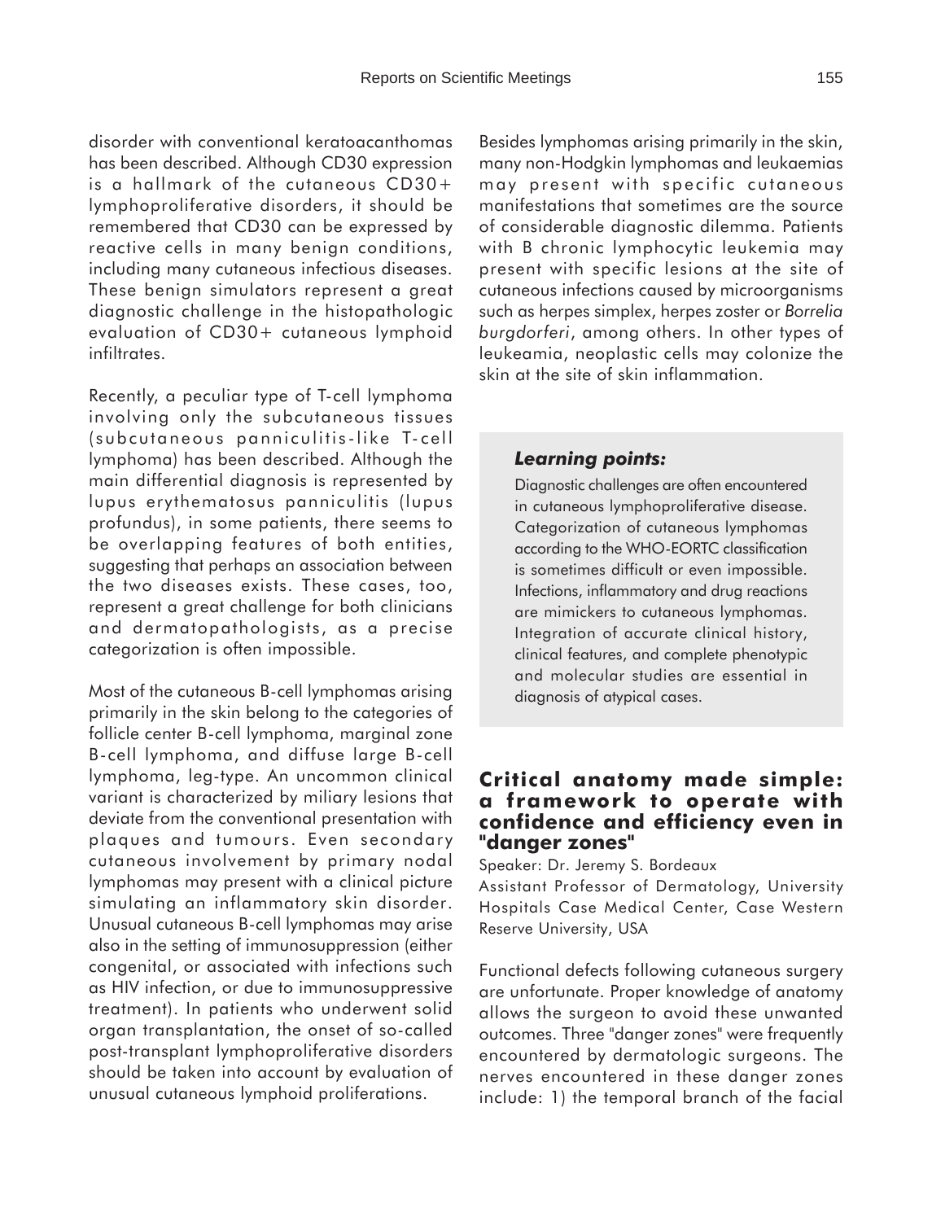disorder with conventional keratoacanthomas has been described. Although CD30 expression is a hallmark of the cutaneous CD30+ lymphoproliferative disorders, it should be remembered that CD30 can be expressed by reactive cells in many benign conditions, including many cutaneous infectious diseases. These benign simulators represent a great diagnostic challenge in the histopathologic evaluation of CD30+ cutaneous lymphoid infiltrates.

Recently, a peculiar type of T-cell lymphoma involving only the subcutaneous tissues (subcutaneous panniculitis-like T-cell lymphoma) has been described. Although the main differential diagnosis is represented by lupus erythematosus panniculitis (lupus profundus), in some patients, there seems to be overlapping features of both entities, suggesting that perhaps an association between the two diseases exists. These cases, too, represent a great challenge for both clinicians and dermatopathologists, as a precise categorization is often impossible.

Most of the cutaneous B-cell lymphomas arising primarily in the skin belong to the categories of follicle center B-cell lymphoma, marginal zone B-cell lymphoma, and diffuse large B-cell lymphoma, leg-type. An uncommon clinical variant is characterized by miliary lesions that deviate from the conventional presentation with plaques and tumours. Even secondary cutaneous involvement by primary nodal lymphomas may present with a clinical picture simulating an inflammatory skin disorder. Unusual cutaneous B-cell lymphomas may arise also in the setting of immunosuppression (either congenital, or associated with infections such as HIV infection, or due to immunosuppressive treatment). In patients who underwent solid organ transplantation, the onset of so-called post-transplant lymphoproliferative disorders should be taken into account by evaluation of unusual cutaneous lymphoid proliferations.

Besides lymphomas arising primarily in the skin, many non-Hodgkin lymphomas and leukaemias may present with specific cutaneous manifestations that sometimes are the source of considerable diagnostic dilemma. Patients with B chronic lymphocytic leukemia may present with specific lesions at the site of cutaneous infections caused by microorganisms such as herpes simplex, herpes zoster or *Borrelia burgdorferi*, among others. In other types of leukeamia, neoplastic cells may colonize the skin at the site of skin inflammation.

***Learning points:***

Diagnostic challenges are often encountered in cutaneous lymphoproliferative disease. Categorization of cutaneous lymphomas according to the WHO-EORTC classification is sometimes difficult or even impossible. Infections, inflammatory and drug reactions are mimickers to cutaneous lymphomas. Integration of accurate clinical history, clinical features, and complete phenotypic and molecular studies are essential in diagnosis of atypical cases.

## Critical anatomy made simple: a framework to operate with confidence and efficiency even in "danger zones"

Speaker: Dr. Jeremy S. Bordeaux

Assistant Professor of Dermatology, University Hospitals Case Medical Center, Case Western Reserve University, USA

Functional defects following cutaneous surgery are unfortunate. Proper knowledge of anatomy allows the surgeon to avoid these unwanted outcomes. Three "danger zones" were frequently encountered by dermatologic surgeons. The nerves encountered in these danger zones include: 1) the temporal branch of the facial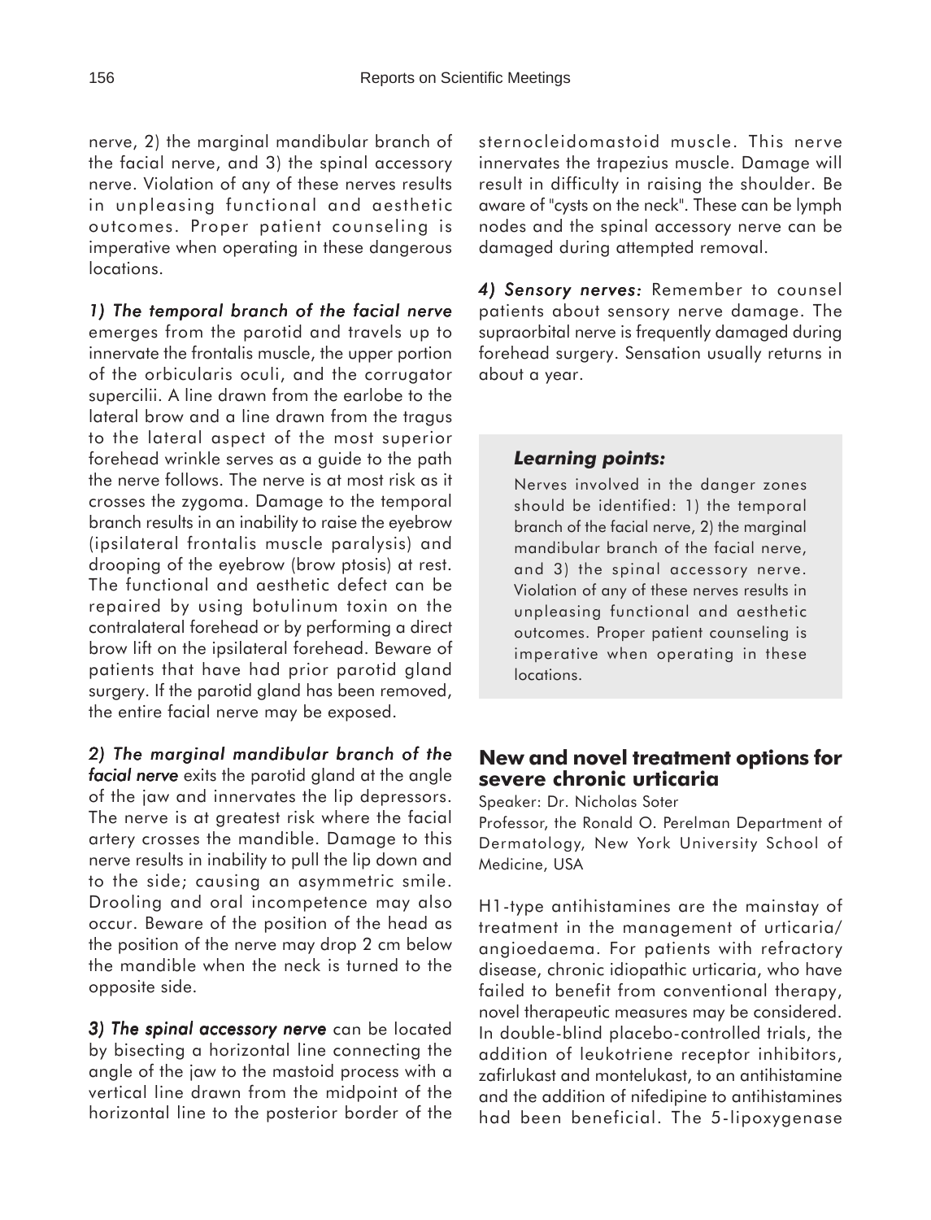nerve, 2) the marginal mandibular branch of the facial nerve, and 3) the spinal accessory nerve. Violation of any of these nerves results in unpleasing functional and aesthetic outcomes. Proper patient counseling is imperative when operating in these dangerous locations.

*1) The temporal branch of the facial nerve* emerges from the parotid and travels up to innervate the frontalis muscle, the upper portion of the orbicularis oculi, and the corrugator supercilii. A line drawn from the earlobe to the lateral brow and a line drawn from the tragus to the lateral aspect of the most superior forehead wrinkle serves as a guide to the path the nerve follows. The nerve is at most risk as it crosses the zygoma. Damage to the temporal branch results in an inability to raise the eyebrow (ipsilateral frontalis muscle paralysis) and drooping of the eyebrow (brow ptosis) at rest. The functional and aesthetic defect can be repaired by using botulinum toxin on the contralateral forehead or by performing a direct brow lift on the ipsilateral forehead. Beware of patients that have had prior parotid gland surgery. If the parotid gland has been removed, the entire facial nerve may be exposed.

*2) The marginal mandibular branch of the facial nerve* exits the parotid gland at the angle of the jaw and innervates the lip depressors. The nerve is at greatest risk where the facial artery crosses the mandible. Damage to this nerve results in inability to pull the lip down and to the side; causing an asymmetric smile. Drooling and oral incompetence may also occur. Beware of the position of the head as the position of the nerve may drop 2 cm below the mandible when the neck is turned to the opposite side.

*3) The spinal accessory nerve* can be located by bisecting a horizontal line connecting the angle of the jaw to the mastoid process with a vertical line drawn from the midpoint of the horizontal line to the posterior border of the sternocleidomastoid muscle. This nerve innervates the trapezius muscle. Damage will result in difficulty in raising the shoulder. Be aware of "cysts on the neck". These can be lymph nodes and the spinal accessory nerve can be damaged during attempted removal.

*4) Sensory nerves:* Remember to counsel patients about sensory nerve damage. The supraorbital nerve is frequently damaged during forehead surgery. Sensation usually returns in about a year.

> ***Learning points:***
>
> Nerves involved in the danger zones should be identified: 1) the temporal branch of the facial nerve, 2) the marginal mandibular branch of the facial nerve, and 3) the spinal accessory nerve. Violation of any of these nerves results in unpleasing functional and aesthetic outcomes. Proper patient counseling is imperative when operating in these locations.

## New and novel treatment options for severe chronic urticaria

Speaker: Dr. Nicholas Soter

Professor, the Ronald O. Perelman Department of Dermatology, New York University School of Medicine, USA

H1-type antihistamines are the mainstay of treatment in the management of urticaria/angioedaema. For patients with refractory disease, chronic idiopathic urticaria, who have failed to benefit from conventional therapy, novel therapeutic measures may be considered. In double-blind placebo-controlled trials, the addition of leukotriene receptor inhibitors, zafirlukast and montelukast, to an antihistamine and the addition of nifedipine to antihistamines had been beneficial. The 5-lipoxygenase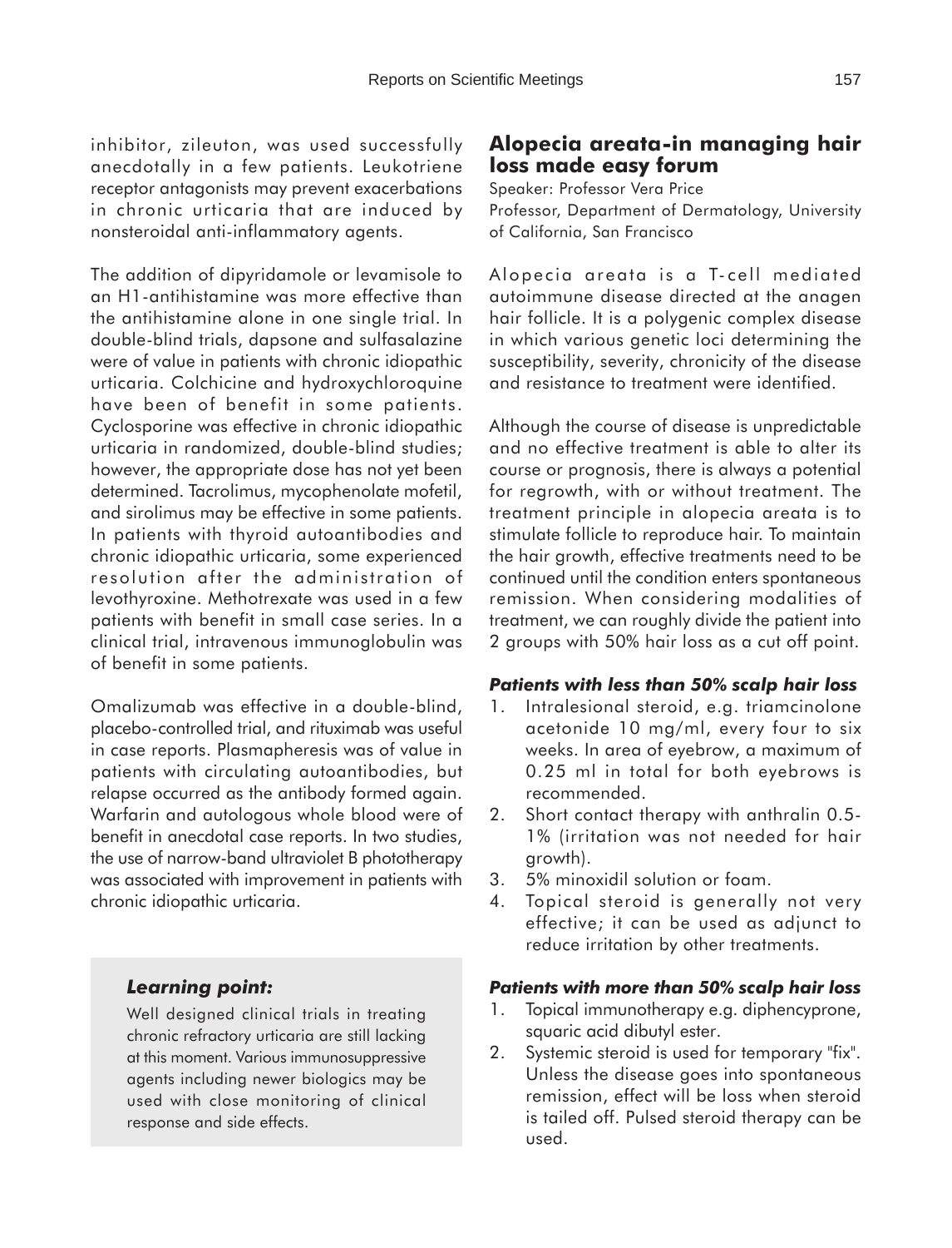inhibitor, zileuton, was used successfully anecdotally in a few patients. Leukotriene receptor antagonists may prevent exacerbations in chronic urticaria that are induced by nonsteroidal anti-inflammatory agents.

The addition of dipyridamole or levamisole to an H1-antihistamine was more effective than the antihistamine alone in one single trial. In double-blind trials, dapsone and sulfasalazine were of value in patients with chronic idiopathic urticaria. Colchicine and hydroxychloroquine have been of benefit in some patients. Cyclosporine was effective in chronic idiopathic urticaria in randomized, double-blind studies; however, the appropriate dose has not yet been determined. Tacrolimus, mycophenolate mofetil, and sirolimus may be effective in some patients. In patients with thyroid autoantibodies and chronic idiopathic urticaria, some experienced resolution after the administration of levothyroxine. Methotrexate was used in a few patients with benefit in small case series. In a clinical trial, intravenous immunoglobulin was of benefit in some patients.

Omalizumab was effective in a double-blind, placebo-controlled trial, and rituximab was useful in case reports. Plasmapheresis was of value in patients with circulating autoantibodies, but relapse occurred as the antibody formed again. Warfarin and autologous whole blood were of benefit in anecdotal case reports. In two studies, the use of narrow-band ultraviolet B phototherapy was associated with improvement in patients with chronic idiopathic urticaria.

### *Learning point:*

Well designed clinical trials in treating chronic refractory urticaria are still lacking at this moment. Various immunosuppressive agents including newer biologics may be used with close monitoring of clinical response and side effects.

## Alopecia areata-in managing hair loss made easy forum

Speaker: Professor Vera Price
Professor, Department of Dermatology, University of California, San Francisco

Alopecia areata is a T-cell mediated autoimmune disease directed at the anagen hair follicle. It is a polygenic complex disease in which various genetic loci determining the susceptibility, severity, chronicity of the disease and resistance to treatment were identified.

Although the course of disease is unpredictable and no effective treatment is able to alter its course or prognosis, there is always a potential for regrowth, with or without treatment. The treatment principle in alopecia areata is to stimulate follicle to reproduce hair. To maintain the hair growth, effective treatments need to be continued until the condition enters spontaneous remission. When considering modalities of treatment, we can roughly divide the patient into 2 groups with 50% hair loss as a cut off point.

### *Patients with less than 50% scalp hair loss*

1. Intralesional steroid, e.g. triamcinolone acetonide 10 mg/ml, every four to six weeks. In area of eyebrow, a maximum of 0.25 ml in total for both eyebrows is recommended.
2. Short contact therapy with anthralin 0.5-1% (irritation was not needed for hair growth).
3. 5% minoxidil solution or foam.
4. Topical steroid is generally not very effective; it can be used as adjunct to reduce irritation by other treatments.

### *Patients with more than 50% scalp hair loss*

1. Topical immunotherapy e.g. diphencyprone, squaric acid dibutyl ester.
2. Systemic steroid is used for temporary "fix". Unless the disease goes into spontaneous remission, effect will be loss when steroid is tailed off. Pulsed steroid therapy can be used.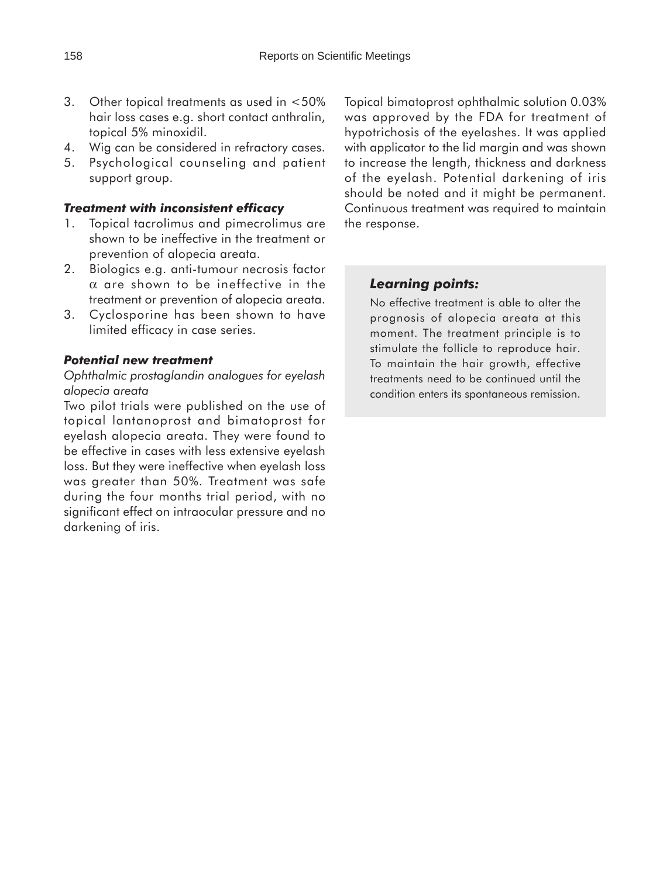3. Other topical treatments as used in <50% hair loss cases e.g. short contact anthralin, topical 5% minoxidil.
4. Wig can be considered in refractory cases.
5. Psychological counseling and patient support group.

### ***Treatment with inconsistent efficacy***

1. Topical tacrolimus and pimecrolimus are shown to be ineffective in the treatment or prevention of alopecia areata.
2. Biologics e.g. anti-tumour necrosis factor $\alpha$ are shown to be ineffective in the treatment or prevention of alopecia areata.
3. Cyclosporine has been shown to have limited efficacy in case series.

### ***Potential new treatment***

*Ophthalmic prostaglandin analogues for eyelash alopecia areata*

Two pilot trials were published on the use of topical lantanoprost and bimatoprost for eyelash alopecia areata. They were found to be effective in cases with less extensive eyelash loss. But they were ineffective when eyelash loss was greater than 50%. Treatment was safe during the four months trial period, with no significant effect on intraocular pressure and no darkening of iris.

Topical bimatoprost ophthalmic solution 0.03% was approved by the FDA for treatment of hypotrichosis of the eyelashes. It was applied with applicator to the lid margin and was shown to increase the length, thickness and darkness of the eyelash. Potential darkening of iris should be noted and it might be permanent. Continuous treatment was required to maintain the response.

### ***Learning points:***

No effective treatment is able to alter the prognosis of alopecia areata at this moment. The treatment principle is to stimulate the follicle to reproduce hair. To maintain the hair growth, effective treatments need to be continued until the condition enters its spontaneous remission.